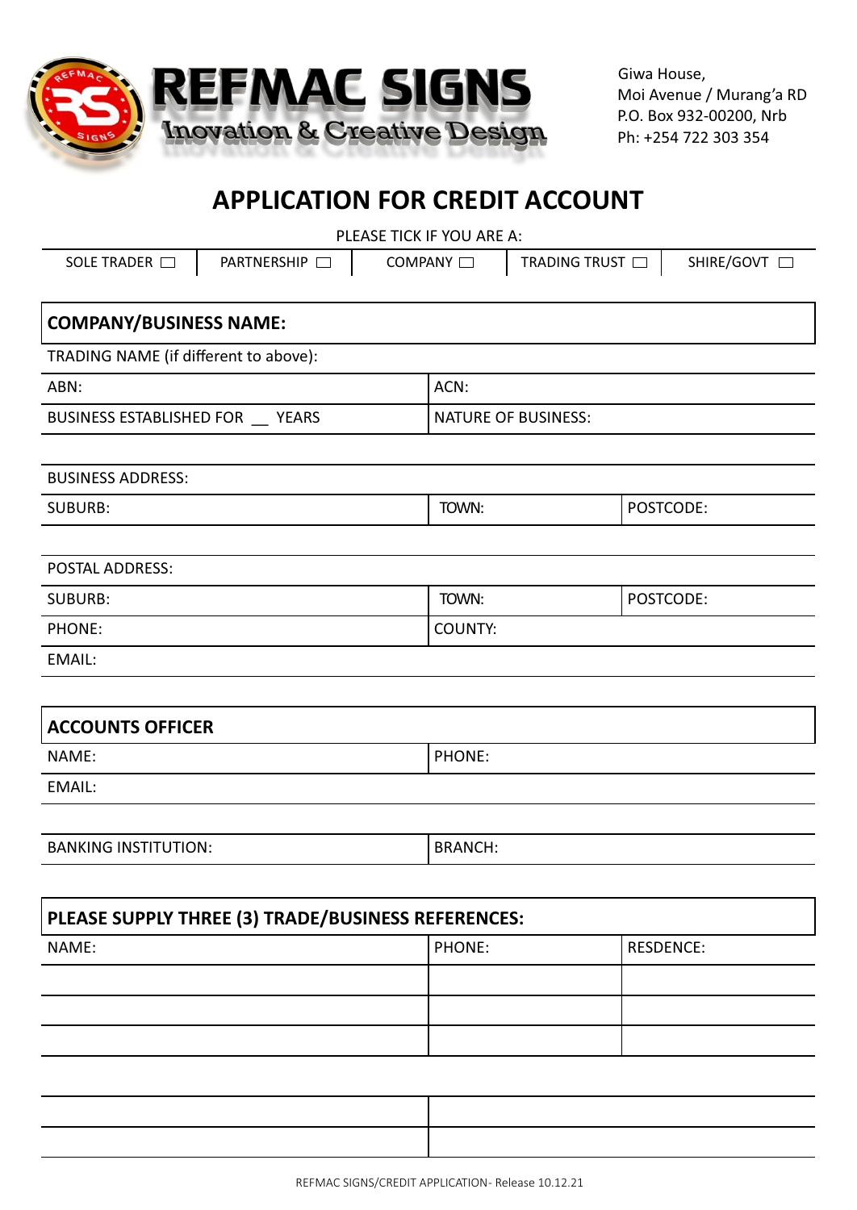# REFMAC SIGNS

Inovation & Creative Design

Giwa House,
Moi Avenue / Murang'a RD
P.O. Box 932-00200, Nrb
Ph: +254 722 303 354

## APPLICATION FOR CREDIT ACCOUNT

PLEASE TICK IF YOU ARE A:

| SOLE TRADER ☐ | PARTNERSHIP ☐ | COMPANY ☐ | TRADING TRUST ☐ | SHIRE/GOVT ☐ |
|---|---|---|---|---|

| **COMPANY/BUSINESS NAME:** | |
|---|---|
| TRADING NAME (if different to above): | |
| ABN: | ACN: |
| BUSINESS ESTABLISHED FOR __ YEARS | NATURE OF BUSINESS: |

| BUSINESS ADDRESS: | | |
|---|---|---|
| SUBURB: | TOWN: | POSTCODE: |

| POSTAL ADDRESS: | | |
|---|---|---|
| SUBURB: | TOWN: | POSTCODE: |
| PHONE: | COUNTY: | |
| EMAIL: | | |

| **ACCOUNTS OFFICER** | |
|---|---|
| NAME: | PHONE: |
| EMAIL: | |

| BANKING INSTITUTION: | BRANCH: |
|---|---|

| **PLEASE SUPPLY THREE (3) TRADE/BUSINESS REFERENCES:** | | |
|---|---|---|
| NAME: | PHONE: | RESDENCE: |
| | | |
| | | |
| | | |

| | |
|---|---|
| | |
| | |

REFMAC SIGNS/CREDIT APPLICATION- Release 10.12.21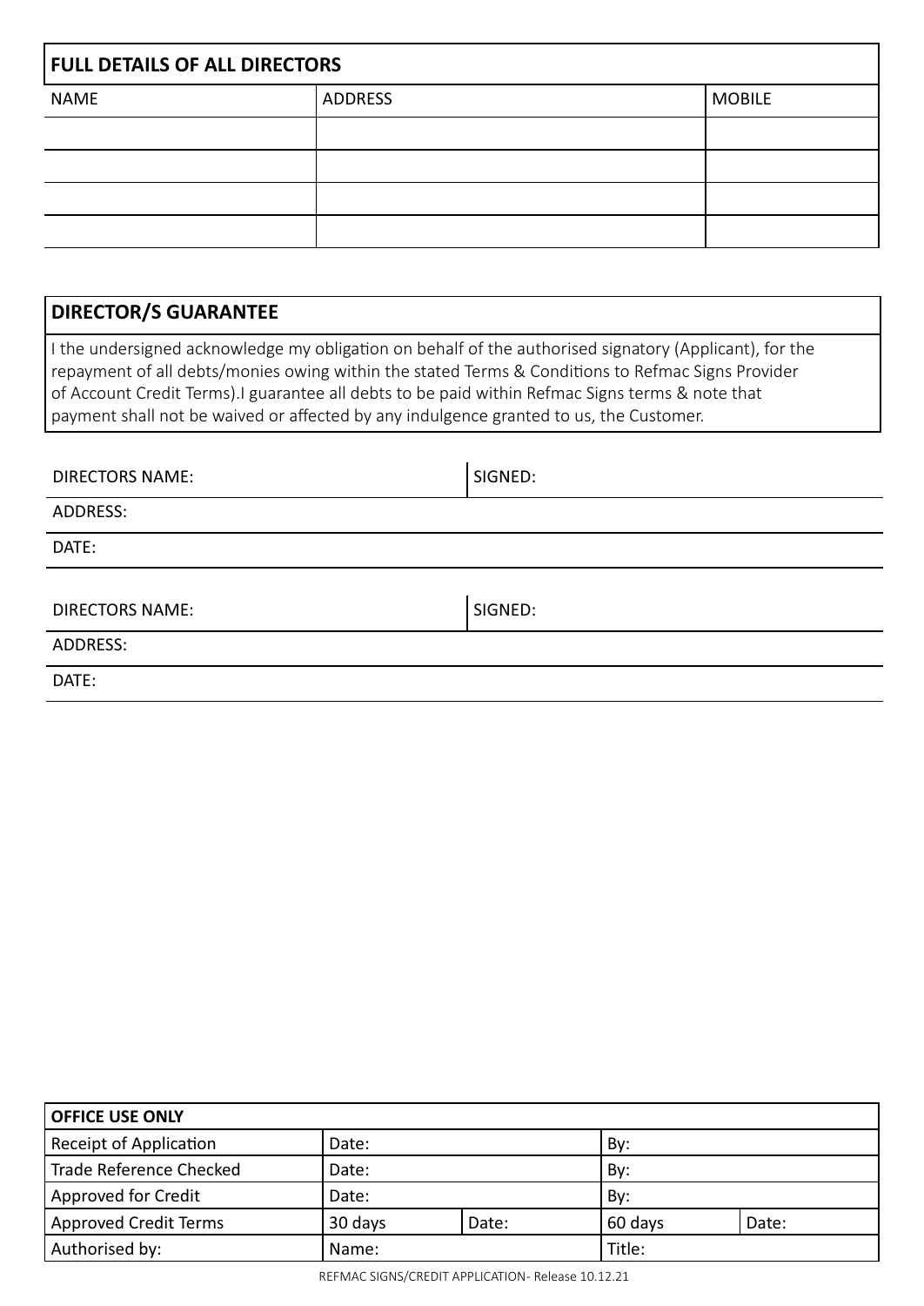## FULL DETAILS OF ALL DIRECTORS

| NAME | ADDRESS | MOBILE |
| --- | --- | --- |
| | | |
| | | |
| | | |
| | | |

## DIRECTOR/S GUARANTEE

I the undersigned acknowledge my obligation on behalf of the authorised signatory (Applicant), for the repayment of all debts/monies owing within the stated Terms & Conditions to Refmac Signs Provider of Account Credit Terms).I guarantee all debts to be paid within Refmac Signs terms & note that payment shall not be waived or affected by any indulgence granted to us, the Customer.

| DIRECTORS NAME: | SIGNED: |
| --- | --- |
| ADDRESS: | |
| DATE: | |

| DIRECTORS NAME: | SIGNED: |
| --- | --- |
| ADDRESS: | |
| DATE: | |

| OFFICE USE ONLY | | | | |
| --- | --- | --- | --- | --- |
| Receipt of Application | Date: | | By: | |
| Trade Reference Checked | Date: | | By: | |
| Approved for Credit | Date: | | By: | |
| Approved Credit Terms | 30 days | Date: | 60 days | Date: |
| Authorised by: | Name: | | Title: | |

REFMAC SIGNS/CREDIT APPLICATION- Release 10.12.21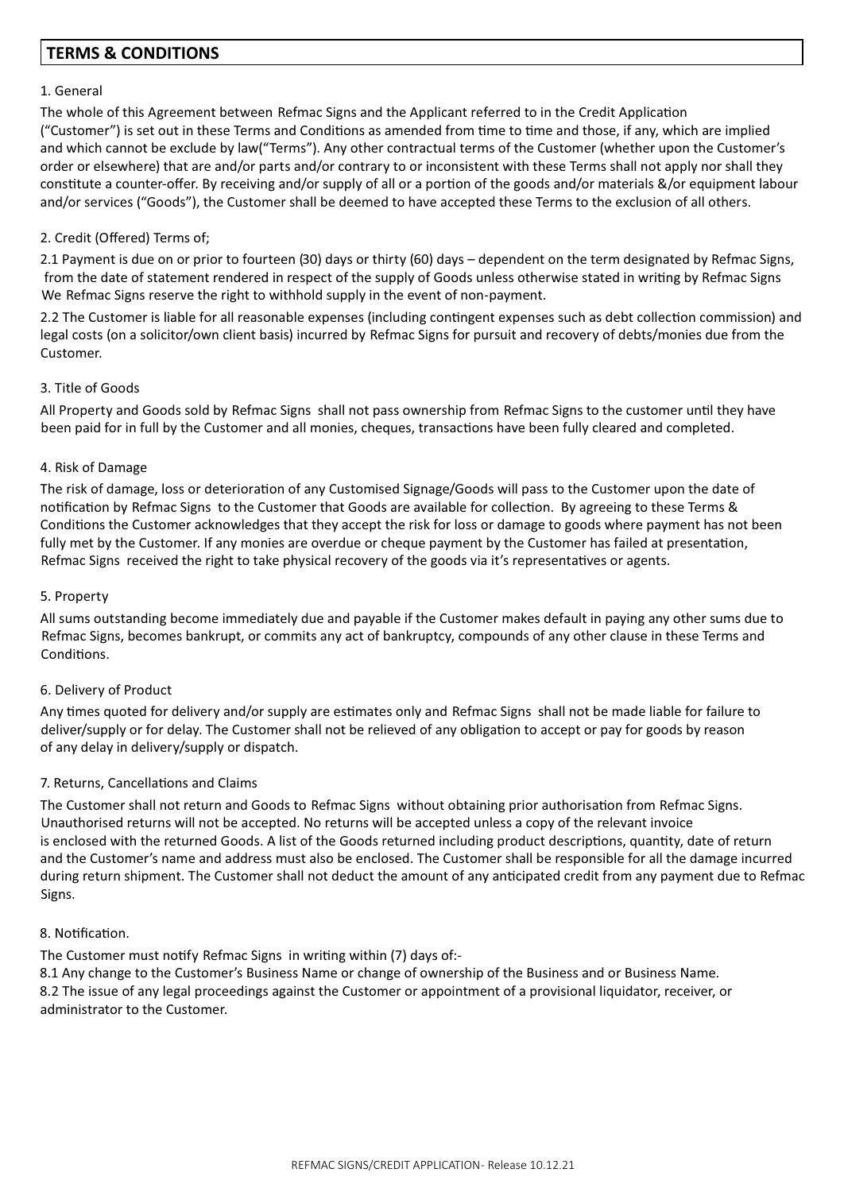## TERMS & CONDITIONS

1. General

The whole of this Agreement between Refmac Signs and the Applicant referred to in the Credit Application ("Customer") is set out in these Terms and Conditions as amended from time to time and those, if any, which are implied and which cannot be exclude by law("Terms"). Any other contractual terms of the Customer (whether upon the Customer's order or elsewhere) that are and/or parts and/or contrary to or inconsistent with these Terms shall not apply nor shall they constitute a counter-offer. By receiving and/or supply of all or a portion of the goods and/or materials &/or equipment labour and/or services ("Goods"), the Customer shall be deemed to have accepted these Terms to the exclusion of all others.

2. Credit (Offered) Terms of;

2.1 Payment is due on or prior to fourteen (30) days or thirty (60) days – dependent on the term designated by Refmac Signs, from the date of statement rendered in respect of the supply of Goods unless otherwise stated in writing by Refmac Signs We Refmac Signs reserve the right to withhold supply in the event of non-payment.

2.2 The Customer is liable for all reasonable expenses (including contingent expenses such as debt collection commission) and legal costs (on a solicitor/own client basis) incurred by Refmac Signs for pursuit and recovery of debts/monies due from the Customer.

3. Title of Goods

All Property and Goods sold by Refmac Signs shall not pass ownership from Refmac Signs to the customer until they have been paid for in full by the Customer and all monies, cheques, transactions have been fully cleared and completed.

4. Risk of Damage

The risk of damage, loss or deterioration of any Customised Signage/Goods will pass to the Customer upon the date of notification by Refmac Signs to the Customer that Goods are available for collection. By agreeing to these Terms & Conditions the Customer acknowledges that they accept the risk for loss or damage to goods where payment has not been fully met by the Customer. If any monies are overdue or cheque payment by the Customer has failed at presentation, Refmac Signs received the right to take physical recovery of the goods via it's representatives or agents.

5. Property

All sums outstanding become immediately due and payable if the Customer makes default in paying any other sums due to Refmac Signs, becomes bankrupt, or commits any act of bankruptcy, compounds of any other clause in these Terms and Conditions.

6. Delivery of Product

Any times quoted for delivery and/or supply are estimates only and Refmac Signs shall not be made liable for failure to deliver/supply or for delay. The Customer shall not be relieved of any obligation to accept or pay for goods by reason of any delay in delivery/supply or dispatch.

7. Returns, Cancellations and Claims

The Customer shall not return and Goods to Refmac Signs without obtaining prior authorisation from Refmac Signs. Unauthorised returns will not be accepted. No returns will be accepted unless a copy of the relevant invoice is enclosed with the returned Goods. A list of the Goods returned including product descriptions, quantity, date of return and the Customer's name and address must also be enclosed. The Customer shall be responsible for all the damage incurred during return shipment. The Customer shall not deduct the amount of any anticipated credit from any payment due to Refmac Signs.

8. Notification.

The Customer must notify Refmac Signs in writing within (7) days of:-

8.1 Any change to the Customer's Business Name or change of ownership of the Business and or Business Name.

8.2 The issue of any legal proceedings against the Customer or appointment of a provisional liquidator, receiver, or administrator to the Customer.